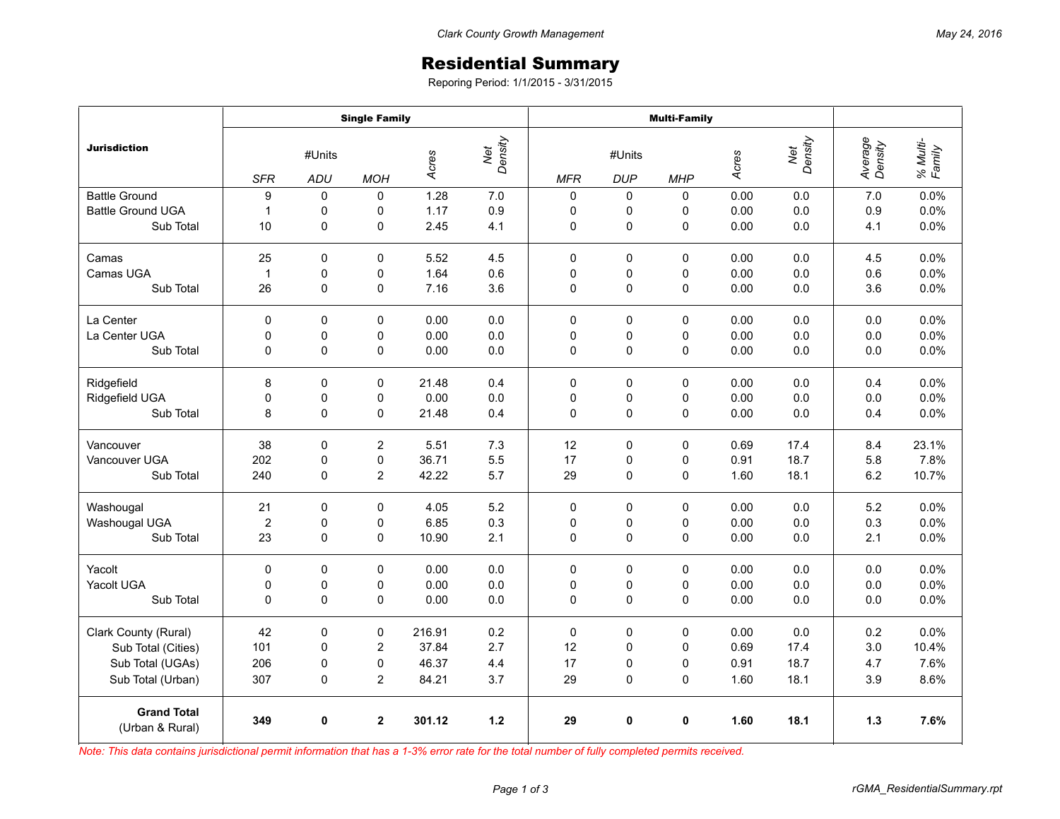Clark County Growth Management

May 24, 2016

# Residential Summary

Reporing Period: 1/1/2015 - 3/31/2015

| Jurisdiction | Single Family | | | | | Multi-Family | | | | | | |
|---|---|---|---|---|---|---|---|---|---|---|---|---|
| | #Units | | | Acres | Net Density | #Units | | | Acres | Net Density | Average Density | % Multi-Family |
| | SFR | ADU | MOH | | | MFR | DUP | MHP | | | | |
| Battle Ground | 9 | 0 | 0 | 1.28 | 7.0 | 0 | 0 | 0 | 0.00 | 0.0 | 7.0 | 0.0% |
| Battle Ground UGA | 1 | 0 | 0 | 1.17 | 0.9 | 0 | 0 | 0 | 0.00 | 0.0 | 0.9 | 0.0% |
| Sub Total | 10 | 0 | 0 | 2.45 | 4.1 | 0 | 0 | 0 | 0.00 | 0.0 | 4.1 | 0.0% |
| Camas | 25 | 0 | 0 | 5.52 | 4.5 | 0 | 0 | 0 | 0.00 | 0.0 | 4.5 | 0.0% |
| Camas UGA | 1 | 0 | 0 | 1.64 | 0.6 | 0 | 0 | 0 | 0.00 | 0.0 | 0.6 | 0.0% |
| Sub Total | 26 | 0 | 0 | 7.16 | 3.6 | 0 | 0 | 0 | 0.00 | 0.0 | 3.6 | 0.0% |
| La Center | 0 | 0 | 0 | 0.00 | 0.0 | 0 | 0 | 0 | 0.00 | 0.0 | 0.0 | 0.0% |
| La Center UGA | 0 | 0 | 0 | 0.00 | 0.0 | 0 | 0 | 0 | 0.00 | 0.0 | 0.0 | 0.0% |
| Sub Total | 0 | 0 | 0 | 0.00 | 0.0 | 0 | 0 | 0 | 0.00 | 0.0 | 0.0 | 0.0% |
| Ridgefield | 8 | 0 | 0 | 21.48 | 0.4 | 0 | 0 | 0 | 0.00 | 0.0 | 0.4 | 0.0% |
| Ridgefield UGA | 0 | 0 | 0 | 0.00 | 0.0 | 0 | 0 | 0 | 0.00 | 0.0 | 0.0 | 0.0% |
| Sub Total | 8 | 0 | 0 | 21.48 | 0.4 | 0 | 0 | 0 | 0.00 | 0.0 | 0.4 | 0.0% |
| Vancouver | 38 | 0 | 2 | 5.51 | 7.3 | 12 | 0 | 0 | 0.69 | 17.4 | 8.4 | 23.1% |
| Vancouver UGA | 202 | 0 | 0 | 36.71 | 5.5 | 17 | 0 | 0 | 0.91 | 18.7 | 5.8 | 7.8% |
| Sub Total | 240 | 0 | 2 | 42.22 | 5.7 | 29 | 0 | 0 | 1.60 | 18.1 | 6.2 | 10.7% |
| Washougal | 21 | 0 | 0 | 4.05 | 5.2 | 0 | 0 | 0 | 0.00 | 0.0 | 5.2 | 0.0% |
| Washougal UGA | 2 | 0 | 0 | 6.85 | 0.3 | 0 | 0 | 0 | 0.00 | 0.0 | 0.3 | 0.0% |
| Sub Total | 23 | 0 | 0 | 10.90 | 2.1 | 0 | 0 | 0 | 0.00 | 0.0 | 2.1 | 0.0% |
| Yacolt | 0 | 0 | 0 | 0.00 | 0.0 | 0 | 0 | 0 | 0.00 | 0.0 | 0.0 | 0.0% |
| Yacolt UGA | 0 | 0 | 0 | 0.00 | 0.0 | 0 | 0 | 0 | 0.00 | 0.0 | 0.0 | 0.0% |
| Sub Total | 0 | 0 | 0 | 0.00 | 0.0 | 0 | 0 | 0 | 0.00 | 0.0 | 0.0 | 0.0% |
| Clark County (Rural) | 42 | 0 | 0 | 216.91 | 0.2 | 0 | 0 | 0 | 0.00 | 0.0 | 0.2 | 0.0% |
| Sub Total (Cities) | 101 | 0 | 2 | 37.84 | 2.7 | 12 | 0 | 0 | 0.69 | 17.4 | 3.0 | 10.4% |
| Sub Total (UGAs) | 206 | 0 | 0 | 46.37 | 4.4 | 17 | 0 | 0 | 0.91 | 18.7 | 4.7 | 7.6% |
| Sub Total (Urban) | 307 | 0 | 2 | 84.21 | 3.7 | 29 | 0 | 0 | 1.60 | 18.1 | 3.9 | 8.6% |
| **Grand Total** (Urban & Rural) | **349** | **0** | **2** | **301.12** | **1.2** | **29** | **0** | **0** | **1.60** | **18.1** | **1.3** | **7.6%** |

*Note: This data contains jurisdictional permit information that has a 1-3% error rate for the total number of fully completed permits received.*

rGMA_ResidentialSummary.rpt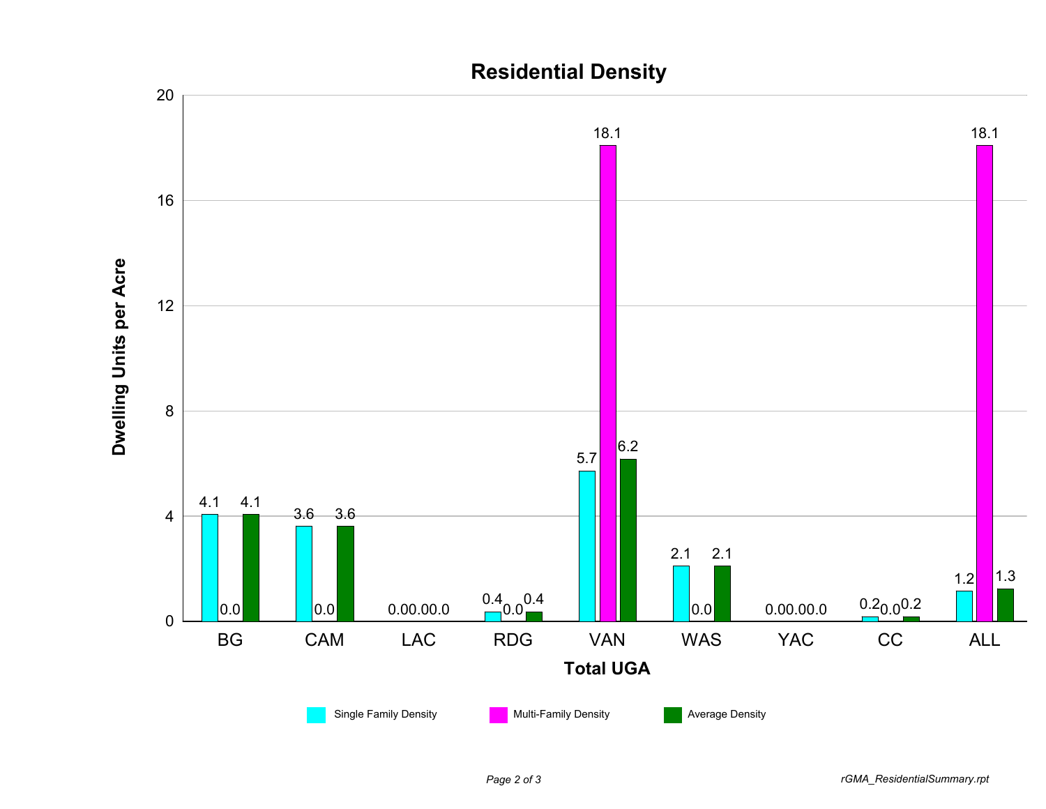# Residential Density

| Total UGA | Single Family Density | Multi-Family Density | Average Density |
|---|---|---|---|
| BG | 4.1 | 0.0 | 4.1 |
| CAM | 3.6 | 0.0 | 3.6 |
| LAC | 0.0 | 0.0 | 0.0 |
| RDG | 0.4 | 0.0 | 0.4 |
| VAN | 5.7 | 18.1 | 6.2 |
| WAS | 2.1 | 0.0 | 2.1 |
| YAC | 0.0 | 0.0 | 0.0 |
| CC | 0.2 | 0.0 | 0.2 |
| ALL | 1.2 | 18.1 | 1.3 |

Dwelling Units per Acre

*rGMA_ResidentialSummary.rpt*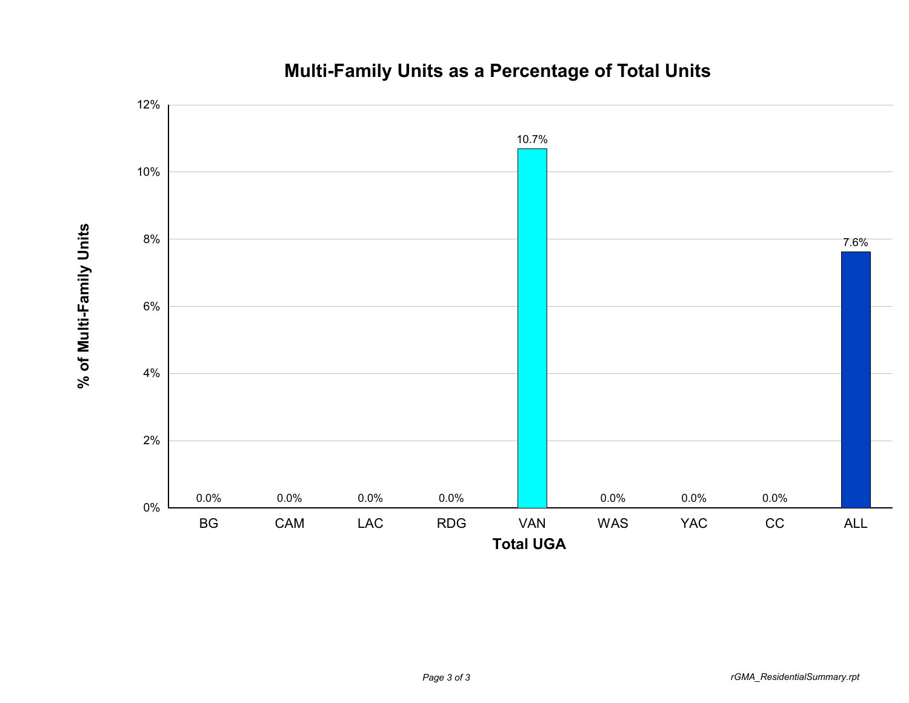# Multi-Family Units as a Percentage of Total Units

% of Multi-Family Units

12%
10%
8%
6%
4%
2%
0%

0.0%
0.0%
0.0%
0.0%
10.7%
0.0%
0.0%
0.0%
7.6%

BG
CAM
LAC
RDG
VAN
WAS
YAC
CC
ALL

Total UGA

*rGMA_ResidentialSummary.rpt*